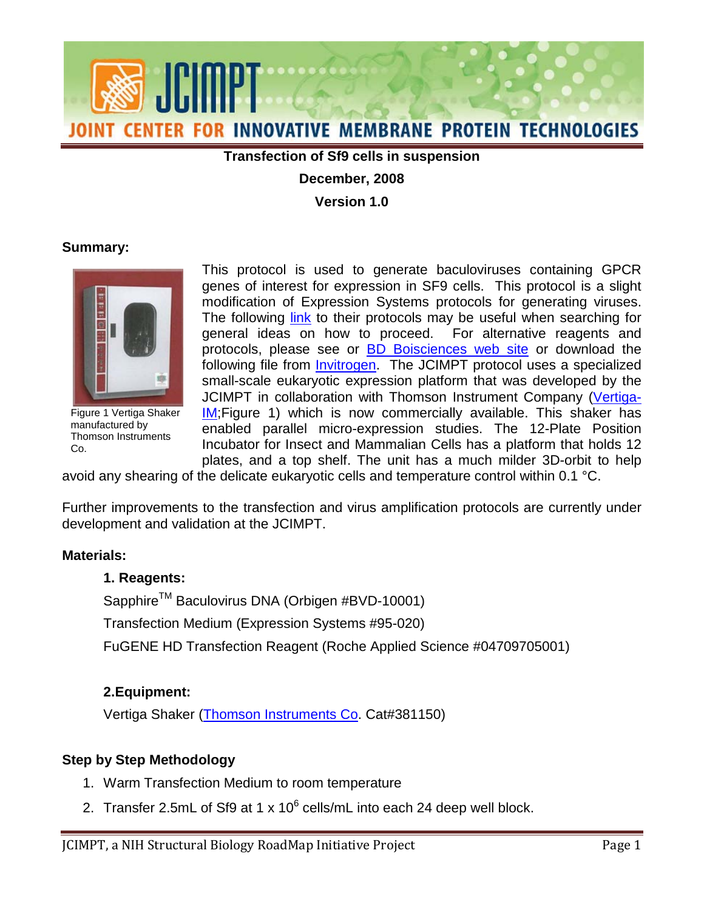# Transfection of Sf9 cells in suspension

**December, 2008**

**Version 1.0**

## Summary:

Figure 1 Vertiga Shaker manufactured by Thomson Instruments Co.

This protocol is used to generate baculoviruses containing GPCR genes of interest for expression in SF9 cells. This protocol is a slight modification of Expression Systems protocols for generating viruses. The following link to their protocols may be useful when searching for general ideas on how to proceed. For alternative reagents and protocols, please see or BD Boisciences web site or download the following file from Invitrogen. The JCIMPT protocol uses a specialized small-scale eukaryotic expression platform that was developed by the JCIMPT in collaboration with Thomson Instrument Company (Vertiga-IM;Figure 1) which is now commercially available. This shaker has enabled parallel micro-expression studies. The 12-Plate Position Incubator for Insect and Mammalian Cells has a platform that holds 12 plates, and a top shelf. The unit has a much milder 3D-orbit to help avoid any shearing of the delicate eukaryotic cells and temperature control within 0.1 °C.

Further improvements to the transfection and virus amplification protocols are currently under development and validation at the JCIMPT.

## Materials:

### 1. Reagents:

Sapphire™ Baculovirus DNA (Orbigen #BVD-10001)

Transfection Medium (Expression Systems #95-020)

FuGENE HD Transfection Reagent (Roche Applied Science #04709705001)

### 2.Equipment:

Vertiga Shaker (Thomson Instruments Co. Cat#381150)

## Step by Step Methodology

1. Warm Transfection Medium to room temperature
2. Transfer 2.5mL of Sf9 at 1 x $10^6$ cells/mL into each 24 deep well block.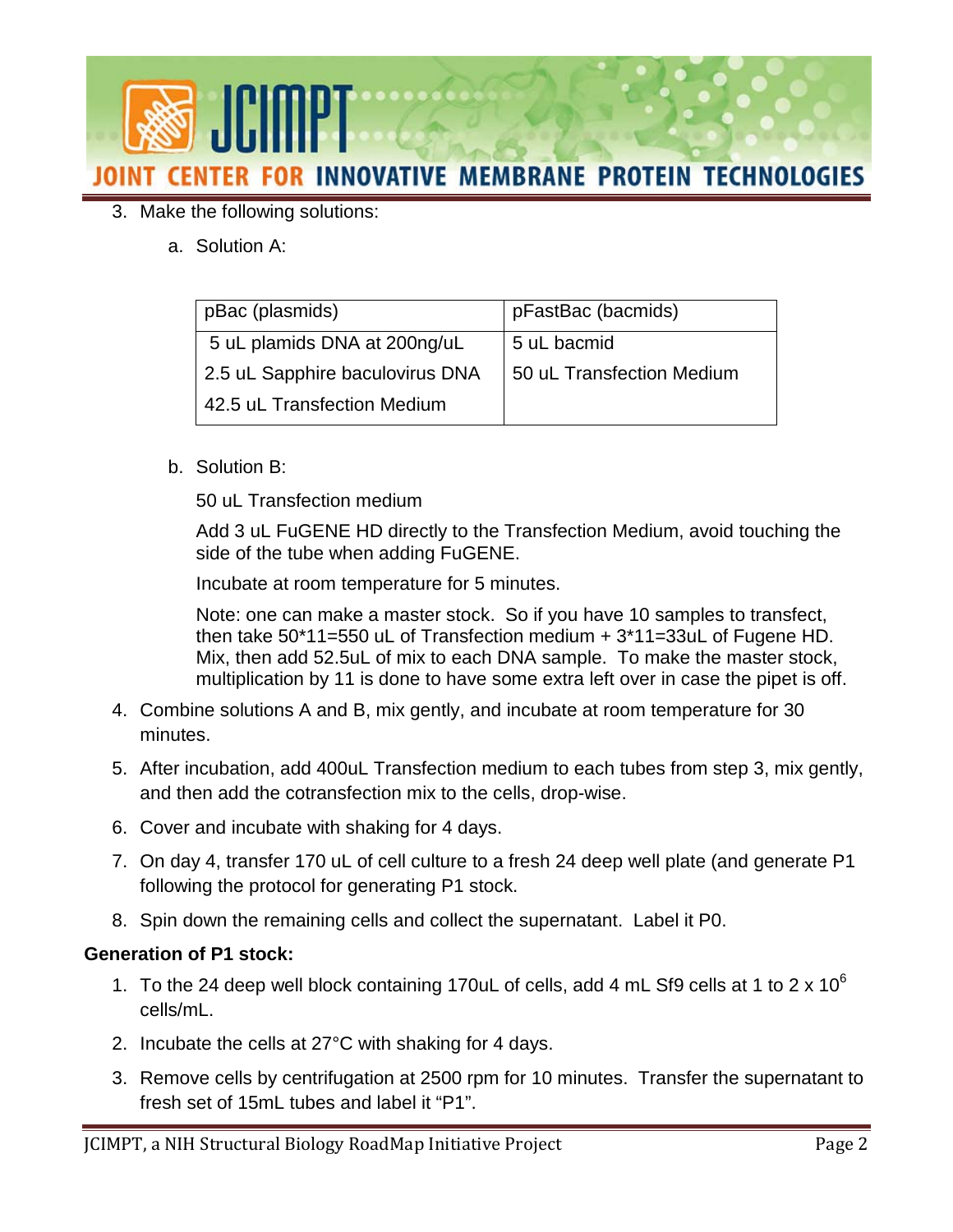3. Make the following solutions:

   a. Solution A:

| pBac (plasmids) | pFastBac (bacmids) |
|---|---|
| 5 uL plamids DNA at 200ng/uL | 5 uL bacmid |
| 2.5 uL Sapphire baculovirus DNA | 50 uL Transfection Medium |
| 42.5 uL Transfection Medium | |

   b. Solution B:

      50 uL Transfection medium

      Add 3 uL FuGENE HD directly to the Transfection Medium, avoid touching the side of the tube when adding FuGENE.

      Incubate at room temperature for 5 minutes.

      Note: one can make a master stock. So if you have 10 samples to transfect, then take 50*11=550 uL of Transfection medium + 3*11=33uL of Fugene HD. Mix, then add 52.5uL of mix to each DNA sample. To make the master stock, multiplication by 11 is done to have some extra left over in case the pipet is off.

4. Combine solutions A and B, mix gently, and incubate at room temperature for 30 minutes.
5. After incubation, add 400uL Transfection medium to each tubes from step 3, mix gently, and then add the cotransfection mix to the cells, drop-wise.
6. Cover and incubate with shaking for 4 days.
7. On day 4, transfer 170 uL of cell culture to a fresh 24 deep well plate (and generate P1 following the protocol for generating P1 stock.
8. Spin down the remaining cells and collect the supernatant. Label it P0.

**Generation of P1 stock:**

1. To the 24 deep well block containing 170uL of cells, add 4 mL Sf9 cells at 1 to 2 x $10^6$ cells/mL.
2. Incubate the cells at 27°C with shaking for 4 days.
3. Remove cells by centrifugation at 2500 rpm for 10 minutes. Transfer the supernatant to fresh set of 15mL tubes and label it "P1".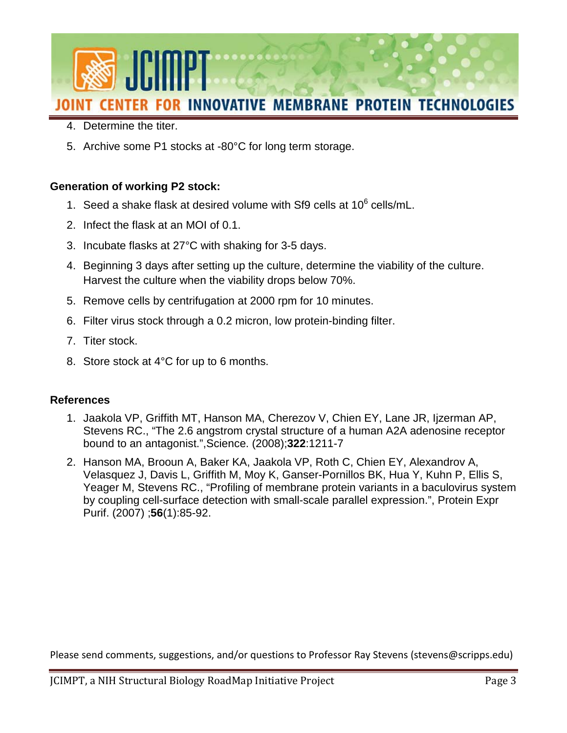4. Determine the titer.
5. Archive some P1 stocks at -80°C for long term storage.

**Generation of working P2 stock:**

1. Seed a shake flask at desired volume with Sf9 cells at $10^6$ cells/mL.
2. Infect the flask at an MOI of 0.1.
3. Incubate flasks at 27°C with shaking for 3-5 days.
4. Beginning 3 days after setting up the culture, determine the viability of the culture. Harvest the culture when the viability drops below 70%.
5. Remove cells by centrifugation at 2000 rpm for 10 minutes.
6. Filter virus stock through a 0.2 micron, low protein-binding filter.
7. Titer stock.
8. Store stock at 4°C for up to 6 months.

**References**

1. Jaakola VP, Griffith MT, Hanson MA, Cherezov V, Chien EY, Lane JR, Ijzerman AP, Stevens RC., "The 2.6 angstrom crystal structure of a human A2A adenosine receptor bound to an antagonist.",Science. (2008);**322**:1211-7
2. Hanson MA, Brooun A, Baker KA, Jaakola VP, Roth C, Chien EY, Alexandrov A, Velasquez J, Davis L, Griffith M, Moy K, Ganser-Pornillos BK, Hua Y, Kuhn P, Ellis S, Yeager M, Stevens RC., "Profiling of membrane protein variants in a baculovirus system by coupling cell-surface detection with small-scale parallel expression.", Protein Expr Purif. (2007) ;**56**(1):85-92.

Please send comments, suggestions, and/or questions to Professor Ray Stevens (stevens@scripps.edu)